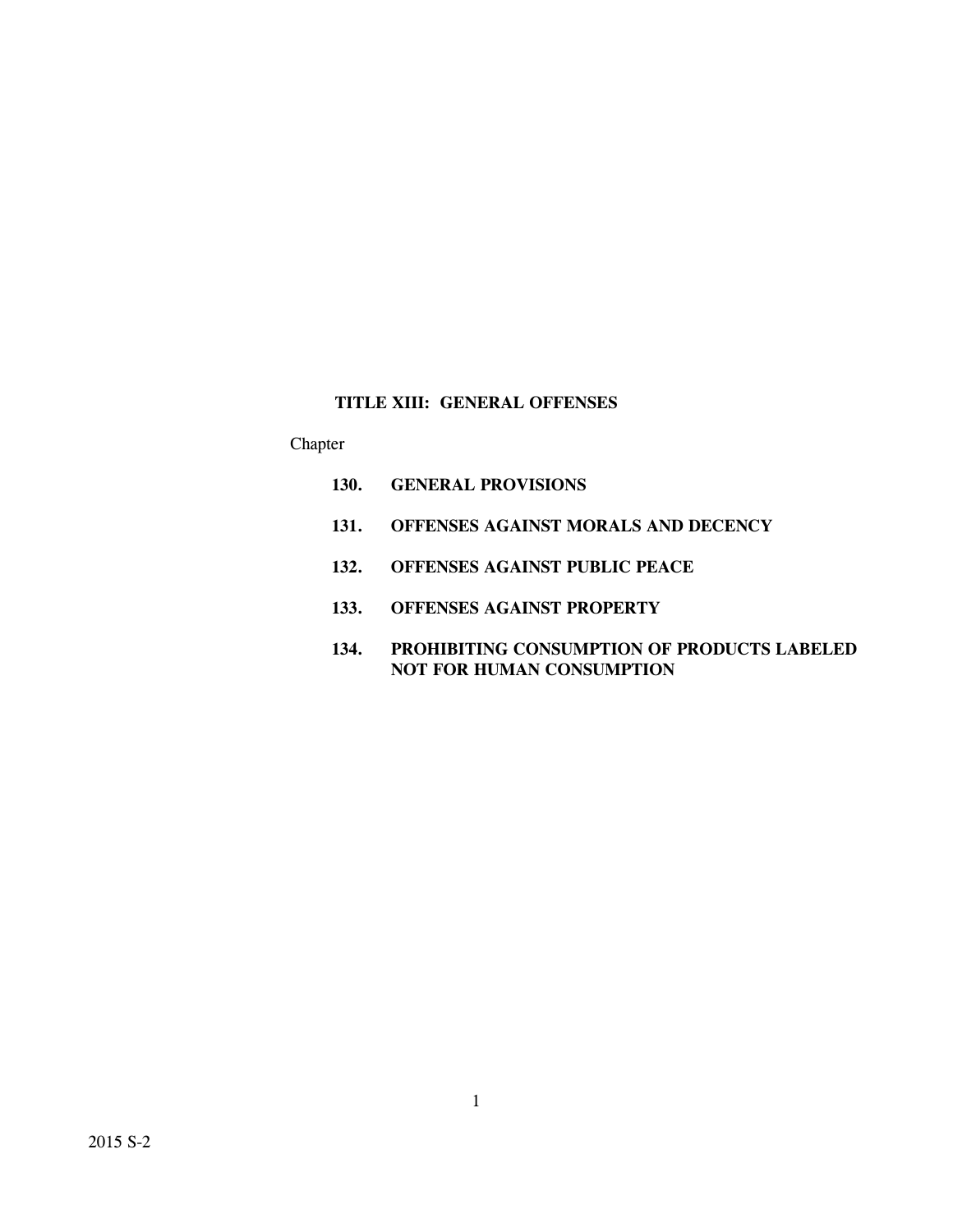# TITLE XIII: GENERAL OFFENSES

Chapter

- **130. GENERAL PROVISIONS**
- **131. OFFENSES AGAINST MORALS AND DECENCY**
- **132. OFFENSES AGAINST PUBLIC PEACE**
- **133. OFFENSES AGAINST PROPERTY**
- **134. PROHIBITING CONSUMPTION OF PRODUCTS LABELED NOT FOR HUMAN CONSUMPTION**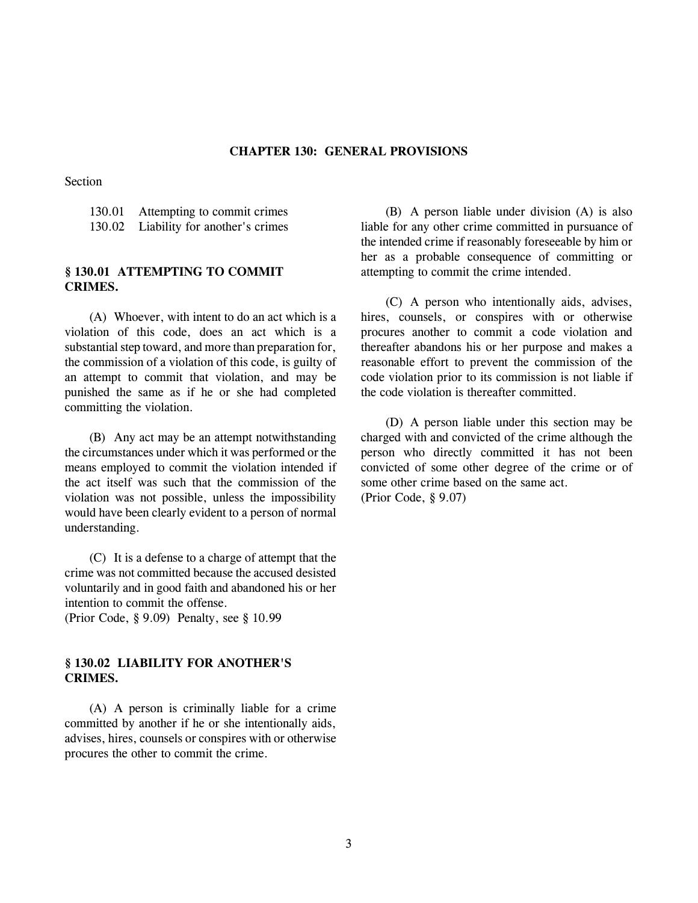# CHAPTER 130: GENERAL PROVISIONS

Section

130.01 Attempting to commit crimes
130.02 Liability for another's crimes

## § 130.01 ATTEMPTING TO COMMIT CRIMES.

(A) Whoever, with intent to do an act which is a violation of this code, does an act which is a substantial step toward, and more than preparation for, the commission of a violation of this code, is guilty of an attempt to commit that violation, and may be punished the same as if he or she had completed committing the violation.

(B) Any act may be an attempt notwithstanding the circumstances under which it was performed or the means employed to commit the violation intended if the act itself was such that the commission of the violation was not possible, unless the impossibility would have been clearly evident to a person of normal understanding.

(C) It is a defense to a charge of attempt that the crime was not committed because the accused desisted voluntarily and in good faith and abandoned his or her intention to commit the offense.
(Prior Code, § 9.09) Penalty, see § 10.99

## § 130.02 LIABILITY FOR ANOTHER'S CRIMES.

(A) A person is criminally liable for a crime committed by another if he or she intentionally aids, advises, hires, counsels or conspires with or otherwise procures the other to commit the crime.

(B) A person liable under division (A) is also liable for any other crime committed in pursuance of the intended crime if reasonably foreseeable by him or her as a probable consequence of committing or attempting to commit the crime intended.

(C) A person who intentionally aids, advises, hires, counsels, or conspires with or otherwise procures another to commit a code violation and thereafter abandons his or her purpose and makes a reasonable effort to prevent the commission of the code violation prior to its commission is not liable if the code violation is thereafter committed.

(D) A person liable under this section may be charged with and convicted of the crime although the person who directly committed it has not been convicted of some other degree of the crime or of some other crime based on the same act.
(Prior Code, § 9.07)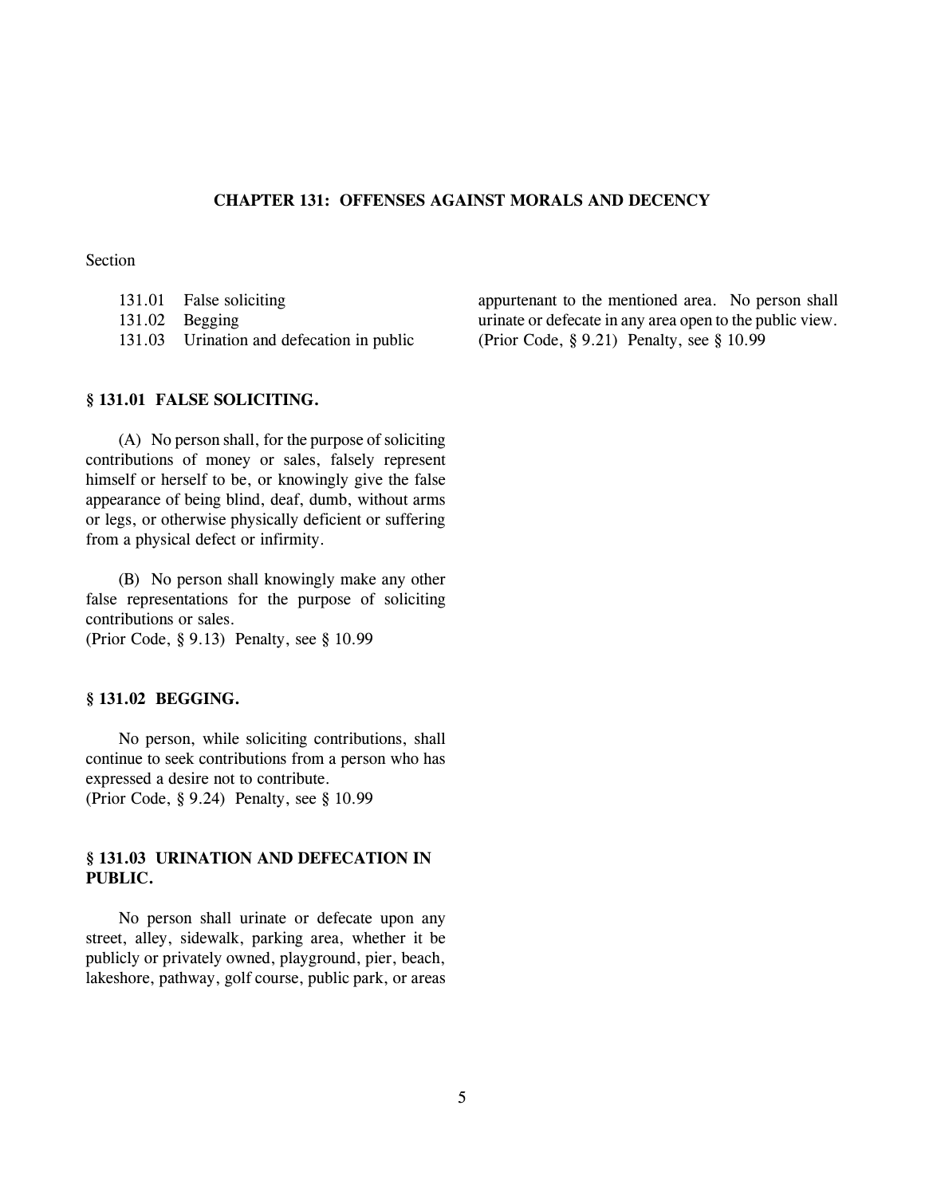# CHAPTER 131: OFFENSES AGAINST MORALS AND DECENCY

Section

131.01 False soliciting
131.02 Begging
131.03 Urination and defecation in public

## § 131.01 FALSE SOLICITING.

(A) No person shall, for the purpose of soliciting contributions of money or sales, falsely represent himself or herself to be, or knowingly give the false appearance of being blind, deaf, dumb, without arms or legs, or otherwise physically deficient or suffering from a physical defect or infirmity.

(B) No person shall knowingly make any other false representations for the purpose of soliciting contributions or sales.
(Prior Code, § 9.13) Penalty, see § 10.99

## § 131.02 BEGGING.

No person, while soliciting contributions, shall continue to seek contributions from a person who has expressed a desire not to contribute.
(Prior Code, § 9.24) Penalty, see § 10.99

## § 131.03 URINATION AND DEFECATION IN PUBLIC.

No person shall urinate or defecate upon any street, alley, sidewalk, parking area, whether it be publicly or privately owned, playground, pier, beach, lakeshore, pathway, golf course, public park, or areas appurtenant to the mentioned area. No person shall urinate or defecate in any area open to the public view.
(Prior Code, § 9.21) Penalty, see § 10.99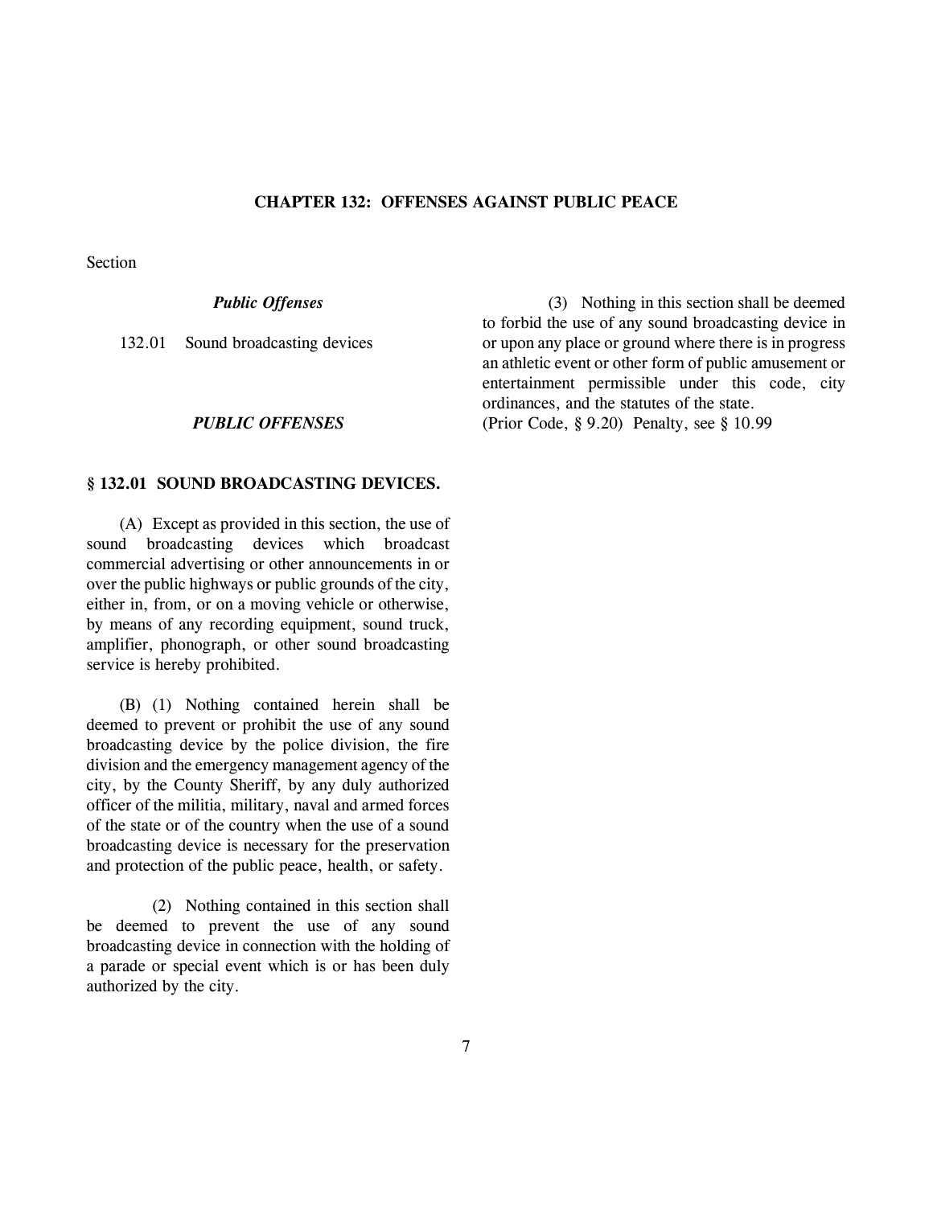# CHAPTER 132: OFFENSES AGAINST PUBLIC PEACE

Section

*Public Offenses*

132.01 Sound broadcasting devices

## *PUBLIC OFFENSES*

### § 132.01 SOUND BROADCASTING DEVICES.

(A) Except as provided in this section, the use of sound broadcasting devices which broadcast commercial advertising or other announcements in or over the public highways or public grounds of the city, either in, from, or on a moving vehicle or otherwise, by means of any recording equipment, sound truck, amplifier, phonograph, or other sound broadcasting service is hereby prohibited.

(B) (1) Nothing contained herein shall be deemed to prevent or prohibit the use of any sound broadcasting device by the police division, the fire division and the emergency management agency of the city, by the County Sheriff, by any duly authorized officer of the militia, military, naval and armed forces of the state or of the country when the use of a sound broadcasting device is necessary for the preservation and protection of the public peace, health, or safety.

(2) Nothing contained in this section shall be deemed to prevent the use of any sound broadcasting device in connection with the holding of a parade or special event which is or has been duly authorized by the city.

(3) Nothing in this section shall be deemed to forbid the use of any sound broadcasting device in or upon any place or ground where there is in progress an athletic event or other form of public amusement or entertainment permissible under this code, city ordinances, and the statutes of the state.
(Prior Code, § 9.20) Penalty, see § 10.99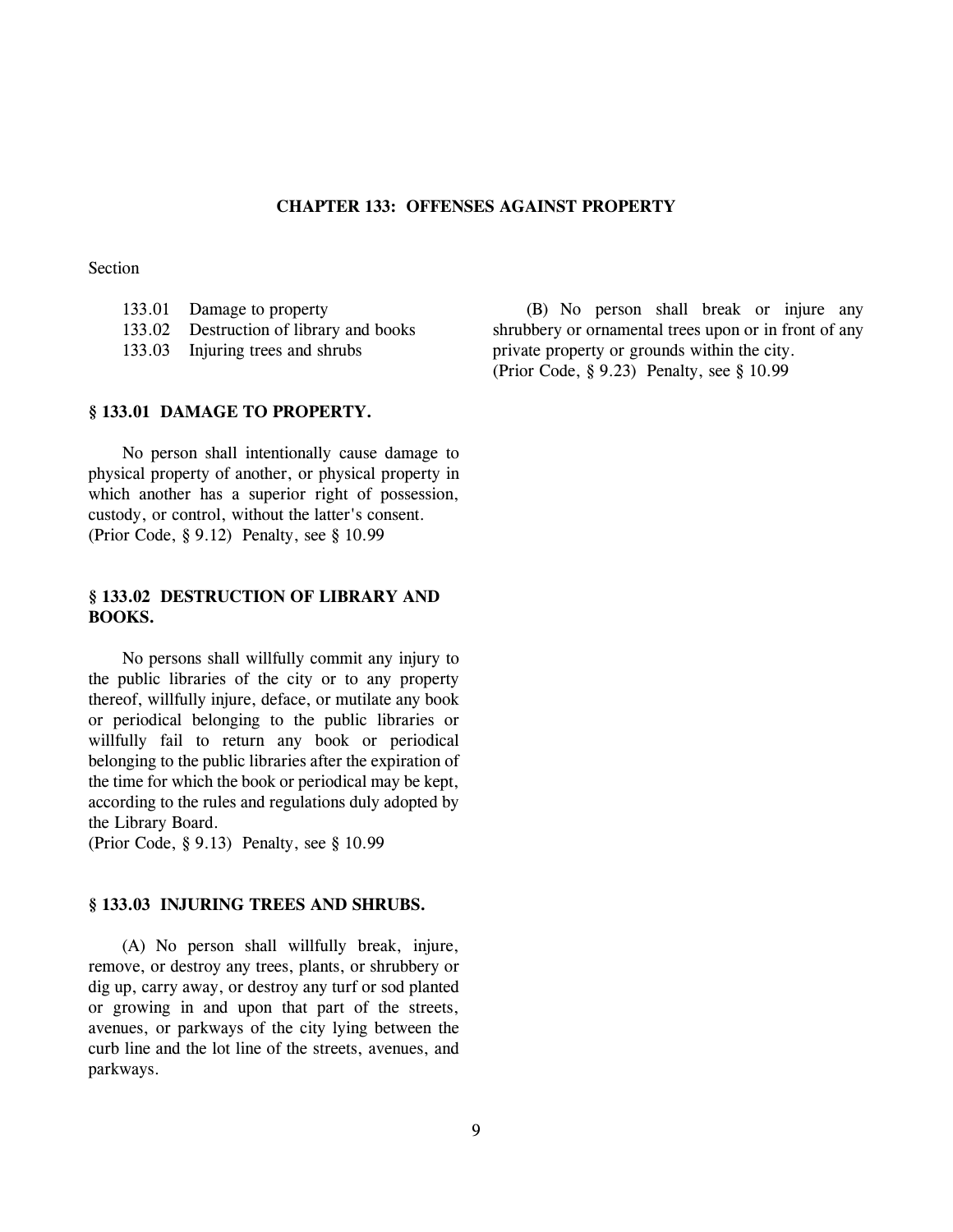# CHAPTER 133: OFFENSES AGAINST PROPERTY

Section

- 133.01 Damage to property
- 133.02 Destruction of library and books
- 133.03 Injuring trees and shrubs

### § 133.01 DAMAGE TO PROPERTY.

No person shall intentionally cause damage to physical property of another, or physical property in which another has a superior right of possession, custody, or control, without the latter's consent.
(Prior Code, § 9.12) Penalty, see § 10.99

### § 133.02 DESTRUCTION OF LIBRARY AND BOOKS.

No persons shall willfully commit any injury to the public libraries of the city or to any property thereof, willfully injure, deface, or mutilate any book or periodical belonging to the public libraries or willfully fail to return any book or periodical belonging to the public libraries after the expiration of the time for which the book or periodical may be kept, according to the rules and regulations duly adopted by the Library Board.
(Prior Code, § 9.13) Penalty, see § 10.99

### § 133.03 INJURING TREES AND SHRUBS.

(A) No person shall willfully break, injure, remove, or destroy any trees, plants, or shrubbery or dig up, carry away, or destroy any turf or sod planted or growing in and upon that part of the streets, avenues, or parkways of the city lying between the curb line and the lot line of the streets, avenues, and parkways.

(B) No person shall break or injure any shrubbery or ornamental trees upon or in front of any private property or grounds within the city.
(Prior Code, § 9.23) Penalty, see § 10.99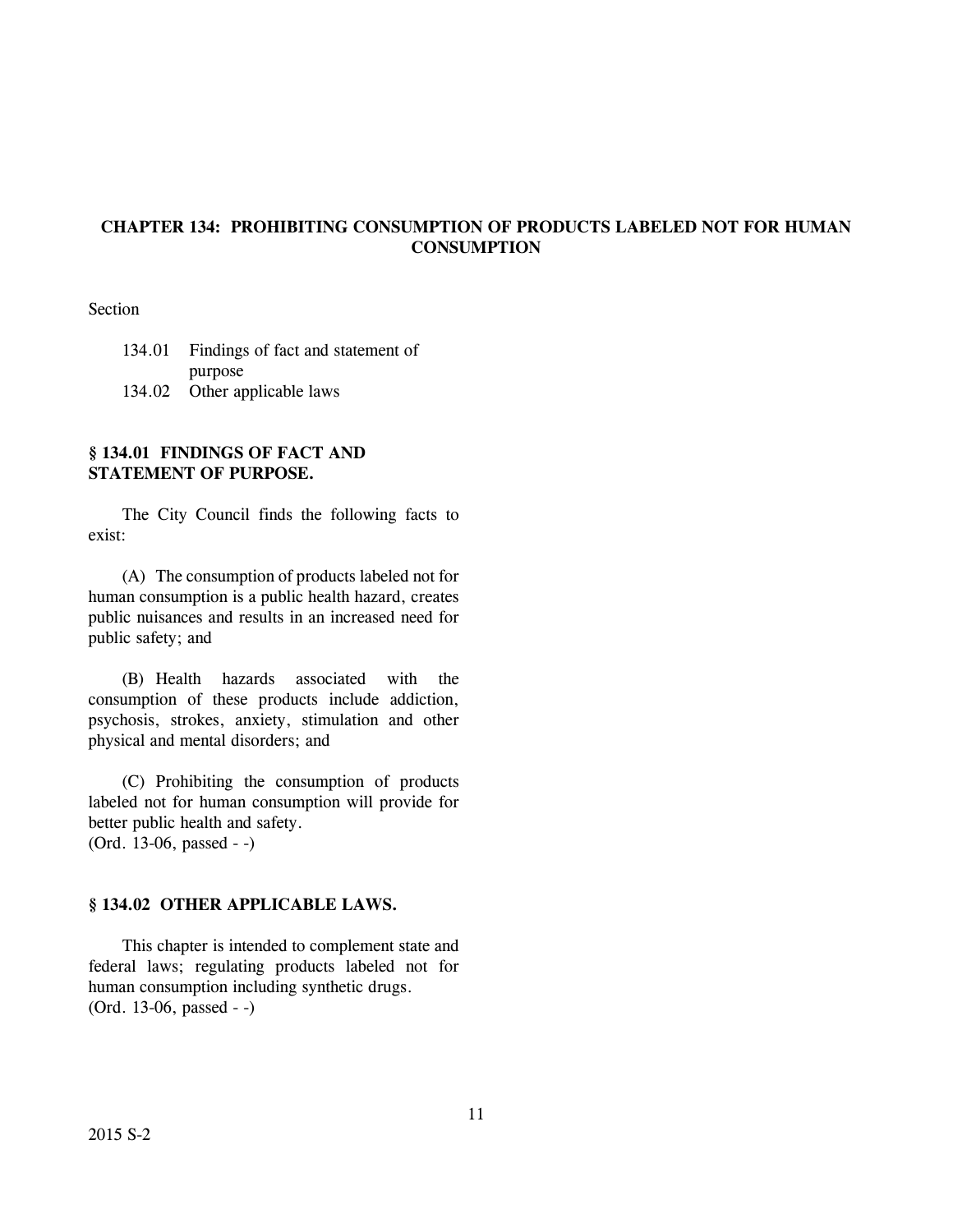# CHAPTER 134: PROHIBITING CONSUMPTION OF PRODUCTS LABELED NOT FOR HUMAN CONSUMPTION

Section

134.01 Findings of fact and statement of purpose
134.02 Other applicable laws

## § 134.01 FINDINGS OF FACT AND STATEMENT OF PURPOSE.

The City Council finds the following facts to exist:

(A) The consumption of products labeled not for human consumption is a public health hazard, creates public nuisances and results in an increased need for public safety; and

(B) Health hazards associated with the consumption of these products include addiction, psychosis, strokes, anxiety, stimulation and other physical and mental disorders; and

(C) Prohibiting the consumption of products labeled not for human consumption will provide for better public health and safety.
(Ord. 13-06, passed - -)

## § 134.02 OTHER APPLICABLE LAWS.

This chapter is intended to complement state and federal laws; regulating products labeled not for human consumption including synthetic drugs.
(Ord. 13-06, passed - -)

2015 S-2